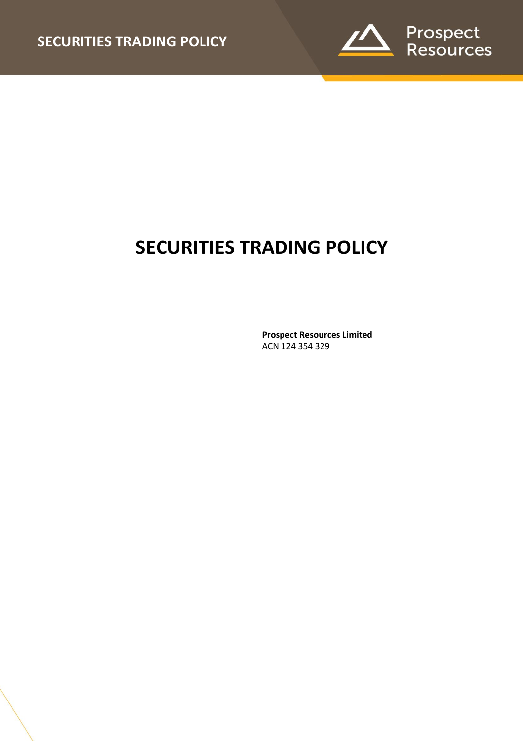# SECURITIES TRADING POLICY

**Prospect Resources Limited**
ACN 124 354 329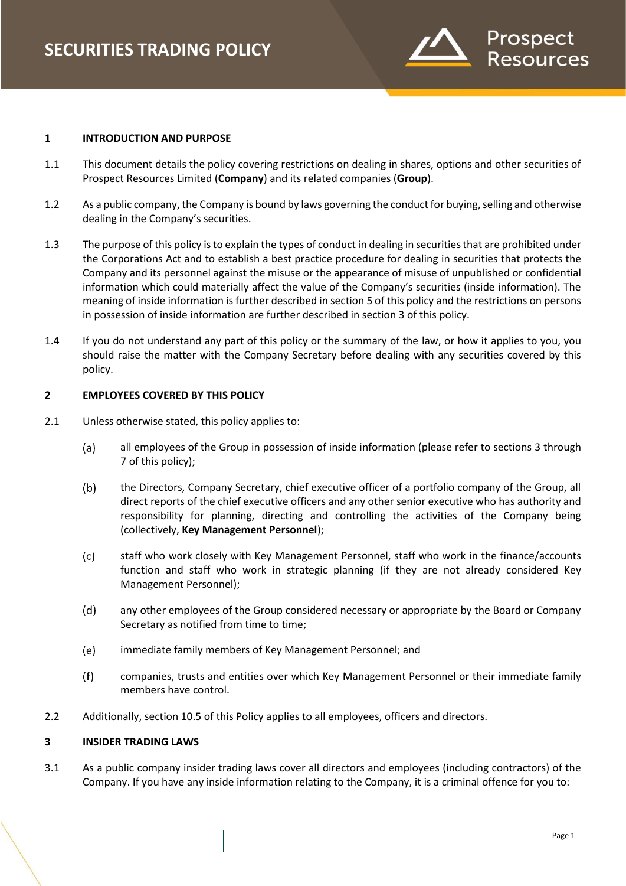## 1 INTRODUCTION AND PURPOSE

1.1 This document details the policy covering restrictions on dealing in shares, options and other securities of Prospect Resources Limited (**Company**) and its related companies (**Group**).

1.2 As a public company, the Company is bound by laws governing the conduct for buying, selling and otherwise dealing in the Company's securities.

1.3 The purpose of this policy is to explain the types of conduct in dealing in securities that are prohibited under the Corporations Act and to establish a best practice procedure for dealing in securities that protects the Company and its personnel against the misuse or the appearance of misuse of unpublished or confidential information which could materially affect the value of the Company's securities (inside information). The meaning of inside information is further described in section 5 of this policy and the restrictions on persons in possession of inside information are further described in section 3 of this policy.

1.4 If you do not understand any part of this policy or the summary of the law, or how it applies to you, you should raise the matter with the Company Secretary before dealing with any securities covered by this policy.

## 2 EMPLOYEES COVERED BY THIS POLICY

2.1 Unless otherwise stated, this policy applies to:

(a) all employees of the Group in possession of inside information (please refer to sections 3 through 7 of this policy);

(b) the Directors, Company Secretary, chief executive officer of a portfolio company of the Group, all direct reports of the chief executive officers and any other senior executive who has authority and responsibility for planning, directing and controlling the activities of the Company being (collectively, **Key Management Personnel**);

(c) staff who work closely with Key Management Personnel, staff who work in the finance/accounts function and staff who work in strategic planning (if they are not already considered Key Management Personnel);

(d) any other employees of the Group considered necessary or appropriate by the Board or Company Secretary as notified from time to time;

(e) immediate family members of Key Management Personnel; and

(f) companies, trusts and entities over which Key Management Personnel or their immediate family members have control.

2.2 Additionally, section 10.5 of this Policy applies to all employees, officers and directors.

## 3 INSIDER TRADING LAWS

3.1 As a public company insider trading laws cover all directors and employees (including contractors) of the Company. If you have any inside information relating to the Company, it is a criminal offence for you to: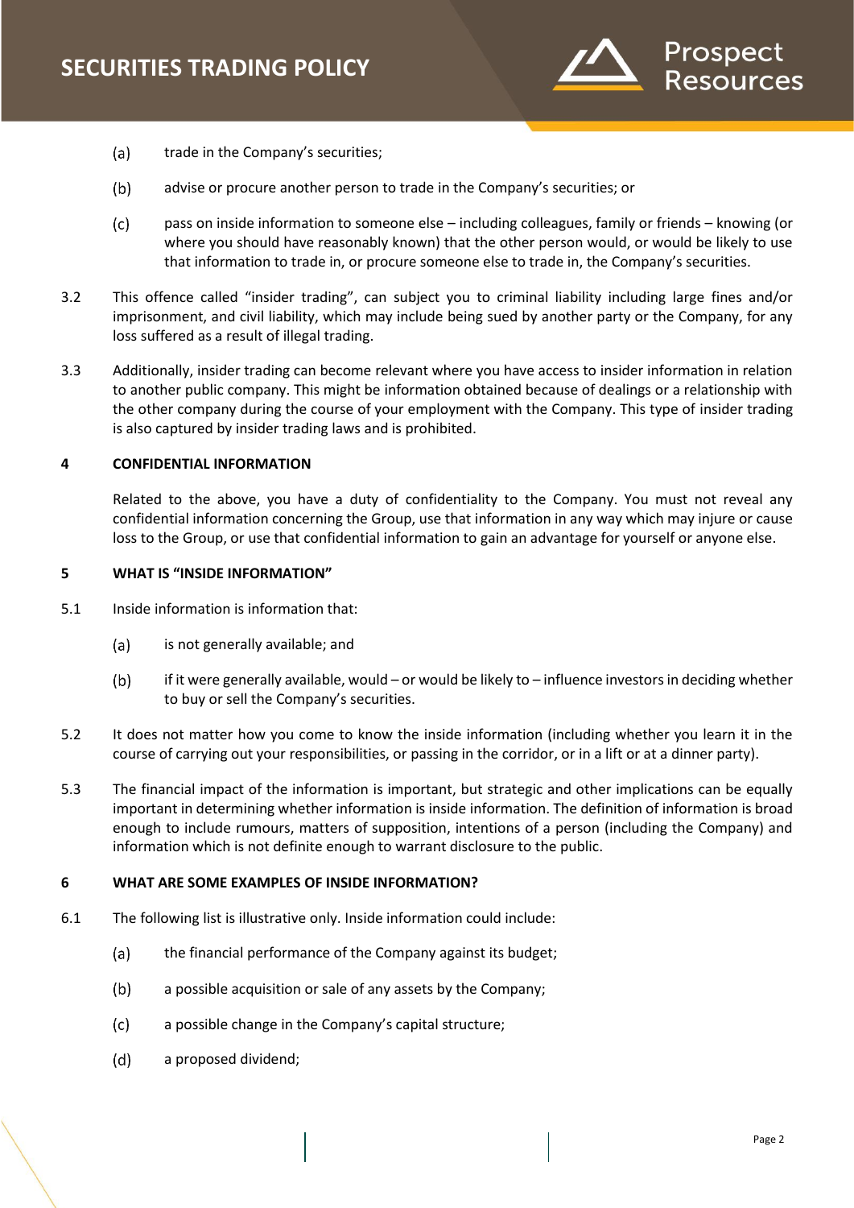(a) trade in the Company's securities;

(b) advise or procure another person to trade in the Company's securities; or

(c) pass on inside information to someone else – including colleagues, family or friends – knowing (or where you should have reasonably known) that the other person would, or would be likely to use that information to trade in, or procure someone else to trade in, the Company's securities.

3.2 This offence called "insider trading", can subject you to criminal liability including large fines and/or imprisonment, and civil liability, which may include being sued by another party or the Company, for any loss suffered as a result of illegal trading.

3.3 Additionally, insider trading can become relevant where you have access to insider information in relation to another public company. This might be information obtained because of dealings or a relationship with the other company during the course of your employment with the Company. This type of insider trading is also captured by insider trading laws and is prohibited.

## 4 CONFIDENTIAL INFORMATION

Related to the above, you have a duty of confidentiality to the Company. You must not reveal any confidential information concerning the Group, use that information in any way which may injure or cause loss to the Group, or use that confidential information to gain an advantage for yourself or anyone else.

## 5 WHAT IS "INSIDE INFORMATION"

5.1 Inside information is information that:

(a) is not generally available; and

(b) if it were generally available, would – or would be likely to – influence investors in deciding whether to buy or sell the Company's securities.

5.2 It does not matter how you come to know the inside information (including whether you learn it in the course of carrying out your responsibilities, or passing in the corridor, or in a lift or at a dinner party).

5.3 The financial impact of the information is important, but strategic and other implications can be equally important in determining whether information is inside information. The definition of information is broad enough to include rumours, matters of supposition, intentions of a person (including the Company) and information which is not definite enough to warrant disclosure to the public.

## 6 WHAT ARE SOME EXAMPLES OF INSIDE INFORMATION?

6.1 The following list is illustrative only. Inside information could include:

(a) the financial performance of the Company against its budget;

(b) a possible acquisition or sale of any assets by the Company;

(c) a possible change in the Company's capital structure;

(d) a proposed dividend;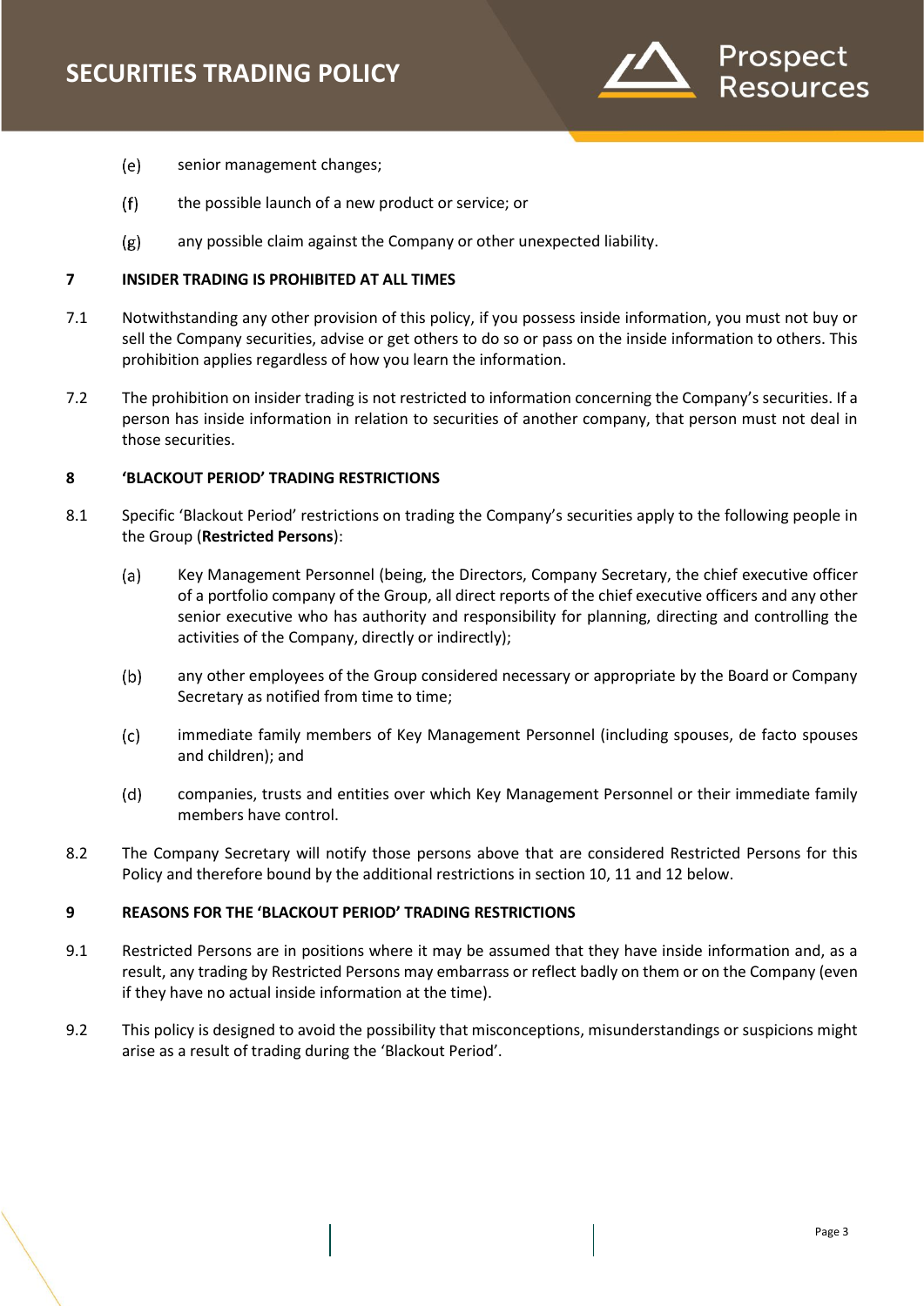(e) senior management changes;

(f) the possible launch of a new product or service; or

(g) any possible claim against the Company or other unexpected liability.

## 7 INSIDER TRADING IS PROHIBITED AT ALL TIMES

7.1 Notwithstanding any other provision of this policy, if you possess inside information, you must not buy or sell the Company securities, advise or get others to do so or pass on the inside information to others. This prohibition applies regardless of how you learn the information.

7.2 The prohibition on insider trading is not restricted to information concerning the Company's securities. If a person has inside information in relation to securities of another company, that person must not deal in those securities.

## 8 'BLACKOUT PERIOD' TRADING RESTRICTIONS

8.1 Specific 'Blackout Period' restrictions on trading the Company's securities apply to the following people in the Group (**Restricted Persons**):

(a) Key Management Personnel (being, the Directors, Company Secretary, the chief executive officer of a portfolio company of the Group, all direct reports of the chief executive officers and any other senior executive who has authority and responsibility for planning, directing and controlling the activities of the Company, directly or indirectly);

(b) any other employees of the Group considered necessary or appropriate by the Board or Company Secretary as notified from time to time;

(c) immediate family members of Key Management Personnel (including spouses, de facto spouses and children); and

(d) companies, trusts and entities over which Key Management Personnel or their immediate family members have control.

8.2 The Company Secretary will notify those persons above that are considered Restricted Persons for this Policy and therefore bound by the additional restrictions in section 10, 11 and 12 below.

## 9 REASONS FOR THE 'BLACKOUT PERIOD' TRADING RESTRICTIONS

9.1 Restricted Persons are in positions where it may be assumed that they have inside information and, as a result, any trading by Restricted Persons may embarrass or reflect badly on them or on the Company (even if they have no actual inside information at the time).

9.2 This policy is designed to avoid the possibility that misconceptions, misunderstandings or suspicions might arise as a result of trading during the 'Blackout Period'.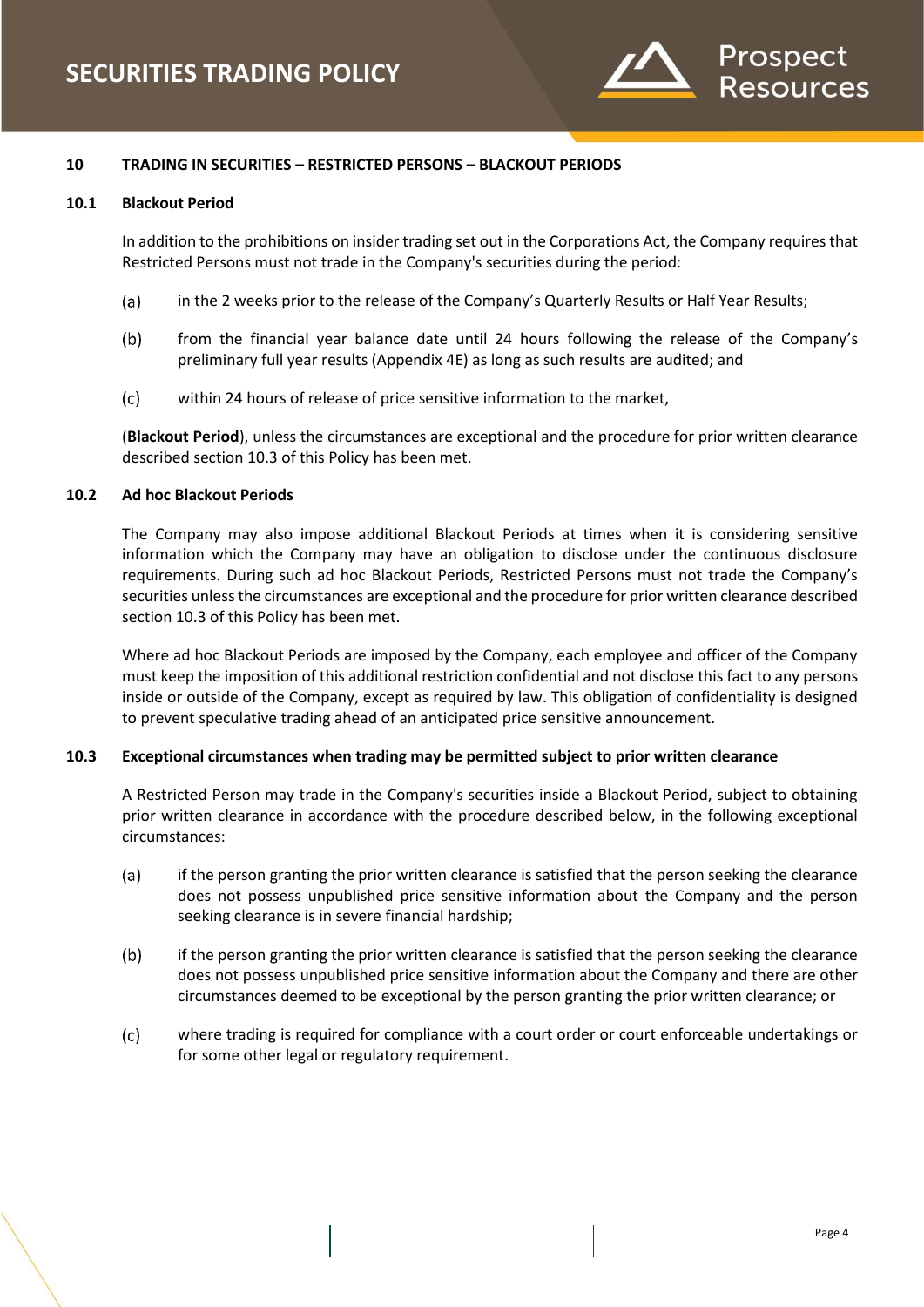## 10 TRADING IN SECURITIES – RESTRICTED PERSONS – BLACKOUT PERIODS

### 10.1 Blackout Period

In addition to the prohibitions on insider trading set out in the Corporations Act, the Company requires that Restricted Persons must not trade in the Company's securities during the period:

(a) in the 2 weeks prior to the release of the Company's Quarterly Results or Half Year Results;

(b) from the financial year balance date until 24 hours following the release of the Company's preliminary full year results (Appendix 4E) as long as such results are audited; and

(c) within 24 hours of release of price sensitive information to the market,

(**Blackout Period**), unless the circumstances are exceptional and the procedure for prior written clearance described section 10.3 of this Policy has been met.

### 10.2 Ad hoc Blackout Periods

The Company may also impose additional Blackout Periods at times when it is considering sensitive information which the Company may have an obligation to disclose under the continuous disclosure requirements. During such ad hoc Blackout Periods, Restricted Persons must not trade the Company's securities unless the circumstances are exceptional and the procedure for prior written clearance described section 10.3 of this Policy has been met.

Where ad hoc Blackout Periods are imposed by the Company, each employee and officer of the Company must keep the imposition of this additional restriction confidential and not disclose this fact to any persons inside or outside of the Company, except as required by law. This obligation of confidentiality is designed to prevent speculative trading ahead of an anticipated price sensitive announcement.

### 10.3 Exceptional circumstances when trading may be permitted subject to prior written clearance

A Restricted Person may trade in the Company's securities inside a Blackout Period, subject to obtaining prior written clearance in accordance with the procedure described below, in the following exceptional circumstances:

(a) if the person granting the prior written clearance is satisfied that the person seeking the clearance does not possess unpublished price sensitive information about the Company and the person seeking clearance is in severe financial hardship;

(b) if the person granting the prior written clearance is satisfied that the person seeking the clearance does not possess unpublished price sensitive information about the Company and there are other circumstances deemed to be exceptional by the person granting the prior written clearance; or

(c) where trading is required for compliance with a court order or court enforceable undertakings or for some other legal or regulatory requirement.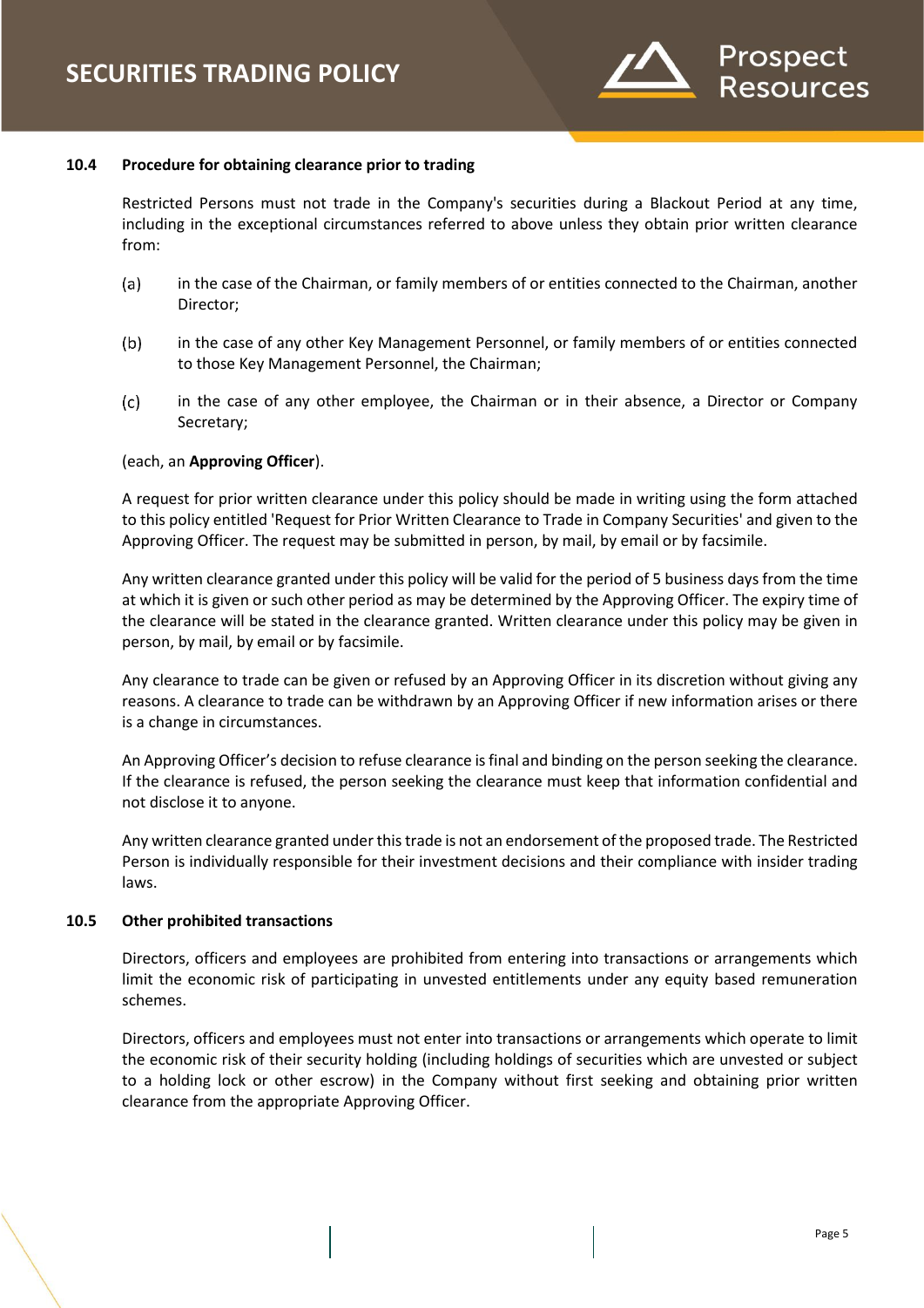### 10.4 Procedure for obtaining clearance prior to trading

Restricted Persons must not trade in the Company's securities during a Blackout Period at any time, including in the exceptional circumstances referred to above unless they obtain prior written clearance from:

(a) in the case of the Chairman, or family members of or entities connected to the Chairman, another Director;

(b) in the case of any other Key Management Personnel, or family members of or entities connected to those Key Management Personnel, the Chairman;

(c) in the case of any other employee, the Chairman or in their absence, a Director or Company Secretary;

(each, an **Approving Officer**).

A request for prior written clearance under this policy should be made in writing using the form attached to this policy entitled 'Request for Prior Written Clearance to Trade in Company Securities' and given to the Approving Officer. The request may be submitted in person, by mail, by email or by facsimile.

Any written clearance granted under this policy will be valid for the period of 5 business days from the time at which it is given or such other period as may be determined by the Approving Officer. The expiry time of the clearance will be stated in the clearance granted. Written clearance under this policy may be given in person, by mail, by email or by facsimile.

Any clearance to trade can be given or refused by an Approving Officer in its discretion without giving any reasons. A clearance to trade can be withdrawn by an Approving Officer if new information arises or there is a change in circumstances.

An Approving Officer's decision to refuse clearance is final and binding on the person seeking the clearance. If the clearance is refused, the person seeking the clearance must keep that information confidential and not disclose it to anyone.

Any written clearance granted under this trade is not an endorsement of the proposed trade. The Restricted Person is individually responsible for their investment decisions and their compliance with insider trading laws.

### 10.5 Other prohibited transactions

Directors, officers and employees are prohibited from entering into transactions or arrangements which limit the economic risk of participating in unvested entitlements under any equity based remuneration schemes.

Directors, officers and employees must not enter into transactions or arrangements which operate to limit the economic risk of their security holding (including holdings of securities which are unvested or subject to a holding lock or other escrow) in the Company without first seeking and obtaining prior written clearance from the appropriate Approving Officer.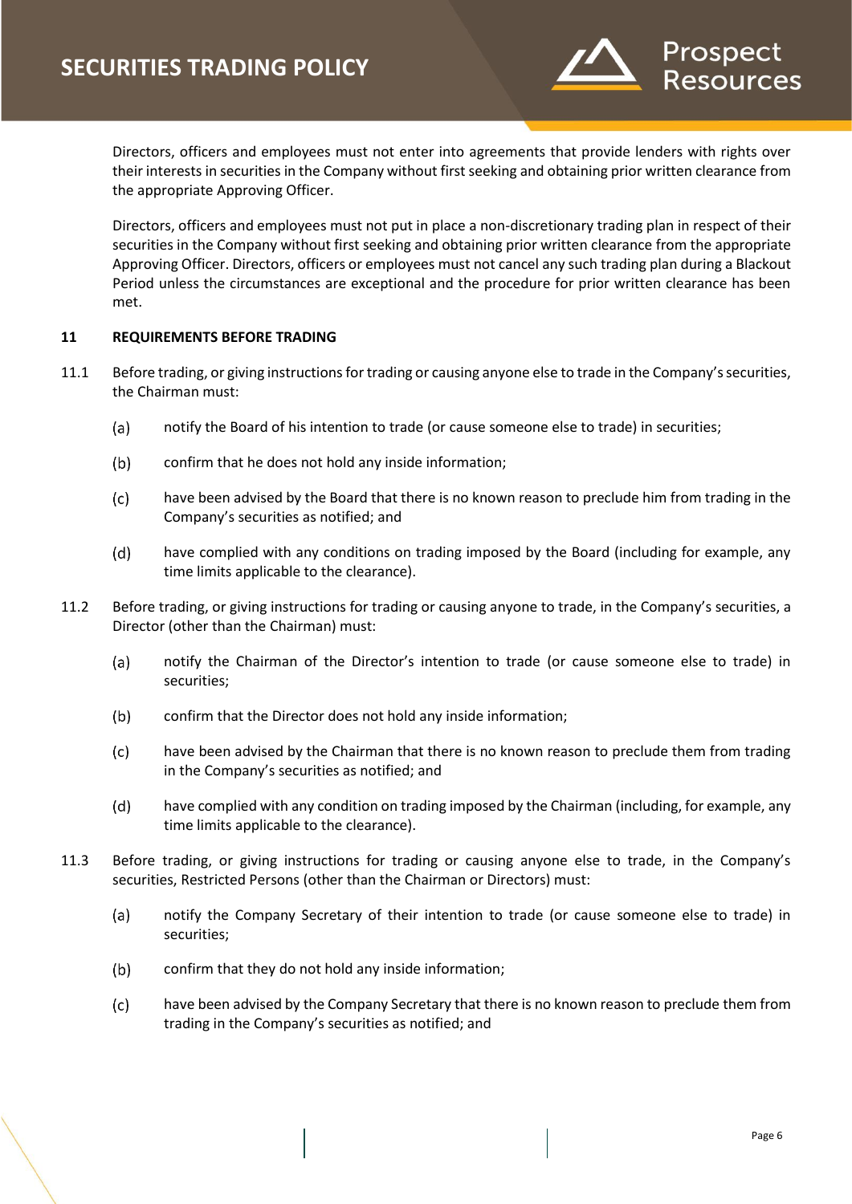Directors, officers and employees must not enter into agreements that provide lenders with rights over their interests in securities in the Company without first seeking and obtaining prior written clearance from the appropriate Approving Officer.

Directors, officers and employees must not put in place a non-discretionary trading plan in respect of their securities in the Company without first seeking and obtaining prior written clearance from the appropriate Approving Officer. Directors, officers or employees must not cancel any such trading plan during a Blackout Period unless the circumstances are exceptional and the procedure for prior written clearance has been met.

## 11 REQUIREMENTS BEFORE TRADING

11.1 Before trading, or giving instructions for trading or causing anyone else to trade in the Company's securities, the Chairman must:

(a) notify the Board of his intention to trade (or cause someone else to trade) in securities;

(b) confirm that he does not hold any inside information;

(c) have been advised by the Board that there is no known reason to preclude him from trading in the Company's securities as notified; and

(d) have complied with any conditions on trading imposed by the Board (including for example, any time limits applicable to the clearance).

11.2 Before trading, or giving instructions for trading or causing anyone to trade, in the Company's securities, a Director (other than the Chairman) must:

(a) notify the Chairman of the Director's intention to trade (or cause someone else to trade) in securities;

(b) confirm that the Director does not hold any inside information;

(c) have been advised by the Chairman that there is no known reason to preclude them from trading in the Company's securities as notified; and

(d) have complied with any condition on trading imposed by the Chairman (including, for example, any time limits applicable to the clearance).

11.3 Before trading, or giving instructions for trading or causing anyone else to trade, in the Company's securities, Restricted Persons (other than the Chairman or Directors) must:

(a) notify the Company Secretary of their intention to trade (or cause someone else to trade) in securities;

(b) confirm that they do not hold any inside information;

(c) have been advised by the Company Secretary that there is no known reason to preclude them from trading in the Company's securities as notified; and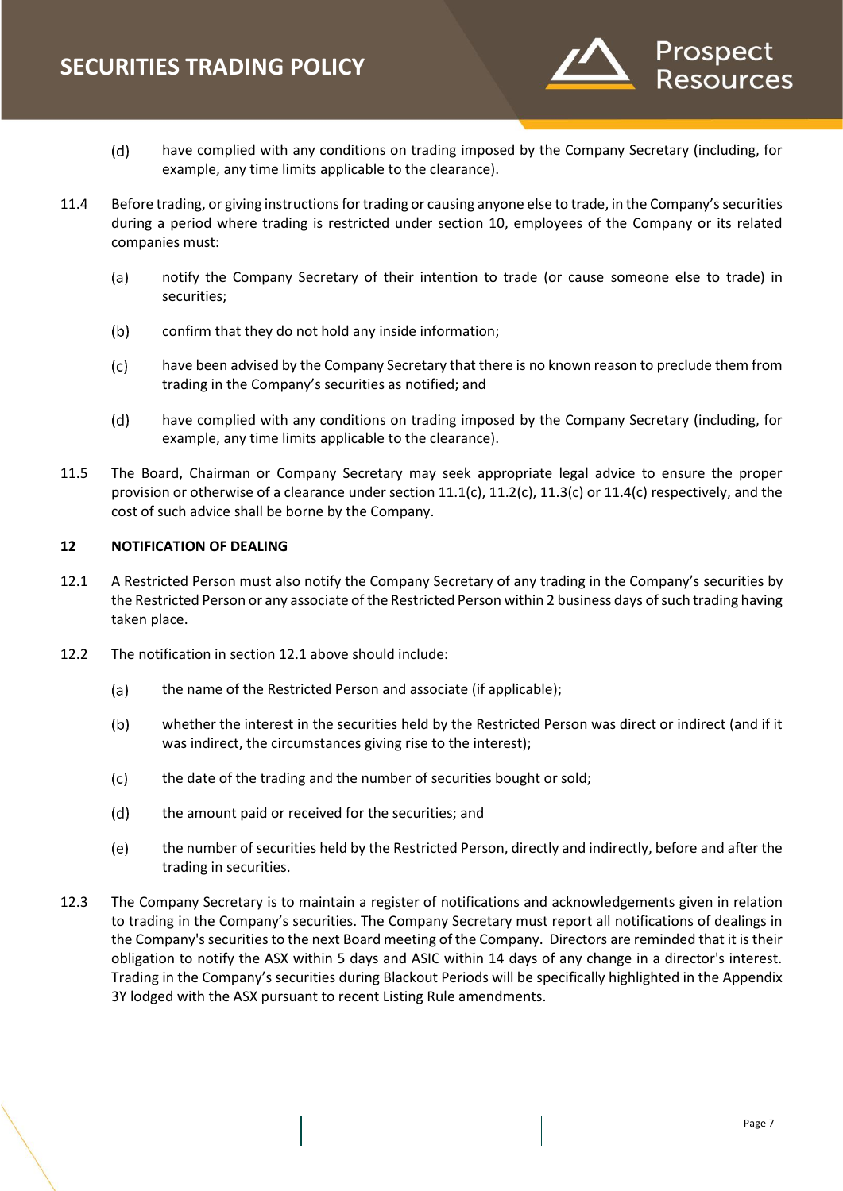(d) have complied with any conditions on trading imposed by the Company Secretary (including, for example, any time limits applicable to the clearance).

11.4 Before trading, or giving instructions for trading or causing anyone else to trade, in the Company's securities during a period where trading is restricted under section 10, employees of the Company or its related companies must:

(a) notify the Company Secretary of their intention to trade (or cause someone else to trade) in securities;

(b) confirm that they do not hold any inside information;

(c) have been advised by the Company Secretary that there is no known reason to preclude them from trading in the Company's securities as notified; and

(d) have complied with any conditions on trading imposed by the Company Secretary (including, for example, any time limits applicable to the clearance).

11.5 The Board, Chairman or Company Secretary may seek appropriate legal advice to ensure the proper provision or otherwise of a clearance under section 11.1(c), 11.2(c), 11.3(c) or 11.4(c) respectively, and the cost of such advice shall be borne by the Company.

## 12 NOTIFICATION OF DEALING

12.1 A Restricted Person must also notify the Company Secretary of any trading in the Company's securities by the Restricted Person or any associate of the Restricted Person within 2 business days of such trading having taken place.

12.2 The notification in section 12.1 above should include:

(a) the name of the Restricted Person and associate (if applicable);

(b) whether the interest in the securities held by the Restricted Person was direct or indirect (and if it was indirect, the circumstances giving rise to the interest);

(c) the date of the trading and the number of securities bought or sold;

(d) the amount paid or received for the securities; and

(e) the number of securities held by the Restricted Person, directly and indirectly, before and after the trading in securities.

12.3 The Company Secretary is to maintain a register of notifications and acknowledgements given in relation to trading in the Company's securities. The Company Secretary must report all notifications of dealings in the Company's securities to the next Board meeting of the Company. Directors are reminded that it is their obligation to notify the ASX within 5 days and ASIC within 14 days of any change in a director's interest. Trading in the Company's securities during Blackout Periods will be specifically highlighted in the Appendix 3Y lodged with the ASX pursuant to recent Listing Rule amendments.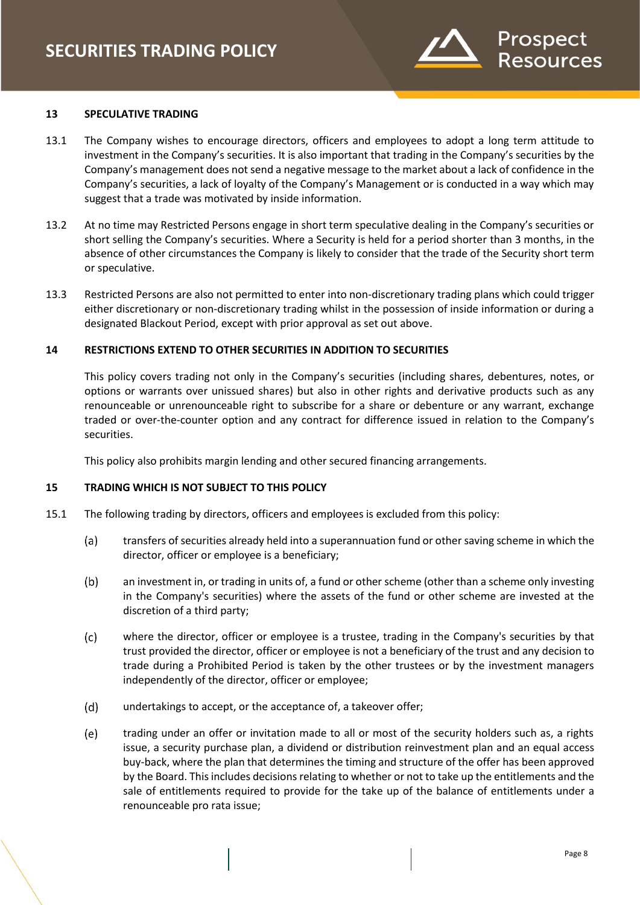## 13 SPECULATIVE TRADING

13.1 The Company wishes to encourage directors, officers and employees to adopt a long term attitude to investment in the Company's securities. It is also important that trading in the Company's securities by the Company's management does not send a negative message to the market about a lack of confidence in the Company's securities, a lack of loyalty of the Company's Management or is conducted in a way which may suggest that a trade was motivated by inside information.

13.2 At no time may Restricted Persons engage in short term speculative dealing in the Company's securities or short selling the Company's securities. Where a Security is held for a period shorter than 3 months, in the absence of other circumstances the Company is likely to consider that the trade of the Security short term or speculative.

13.3 Restricted Persons are also not permitted to enter into non-discretionary trading plans which could trigger either discretionary or non-discretionary trading whilst in the possession of inside information or during a designated Blackout Period, except with prior approval as set out above.

## 14 RESTRICTIONS EXTEND TO OTHER SECURITIES IN ADDITION TO SECURITIES

This policy covers trading not only in the Company's securities (including shares, debentures, notes, or options or warrants over unissued shares) but also in other rights and derivative products such as any renounceable or unrenounceable right to subscribe for a share or debenture or any warrant, exchange traded or over-the-counter option and any contract for difference issued in relation to the Company's securities.

This policy also prohibits margin lending and other secured financing arrangements.

## 15 TRADING WHICH IS NOT SUBJECT TO THIS POLICY

15.1 The following trading by directors, officers and employees is excluded from this policy:

(a) transfers of securities already held into a superannuation fund or other saving scheme in which the director, officer or employee is a beneficiary;

(b) an investment in, or trading in units of, a fund or other scheme (other than a scheme only investing in the Company's securities) where the assets of the fund or other scheme are invested at the discretion of a third party;

(c) where the director, officer or employee is a trustee, trading in the Company's securities by that trust provided the director, officer or employee is not a beneficiary of the trust and any decision to trade during a Prohibited Period is taken by the other trustees or by the investment managers independently of the director, officer or employee;

(d) undertakings to accept, or the acceptance of, a takeover offer;

(e) trading under an offer or invitation made to all or most of the security holders such as, a rights issue, a security purchase plan, a dividend or distribution reinvestment plan and an equal access buy-back, where the plan that determines the timing and structure of the offer has been approved by the Board. This includes decisions relating to whether or not to take up the entitlements and the sale of entitlements required to provide for the take up of the balance of entitlements under a renounceable pro rata issue;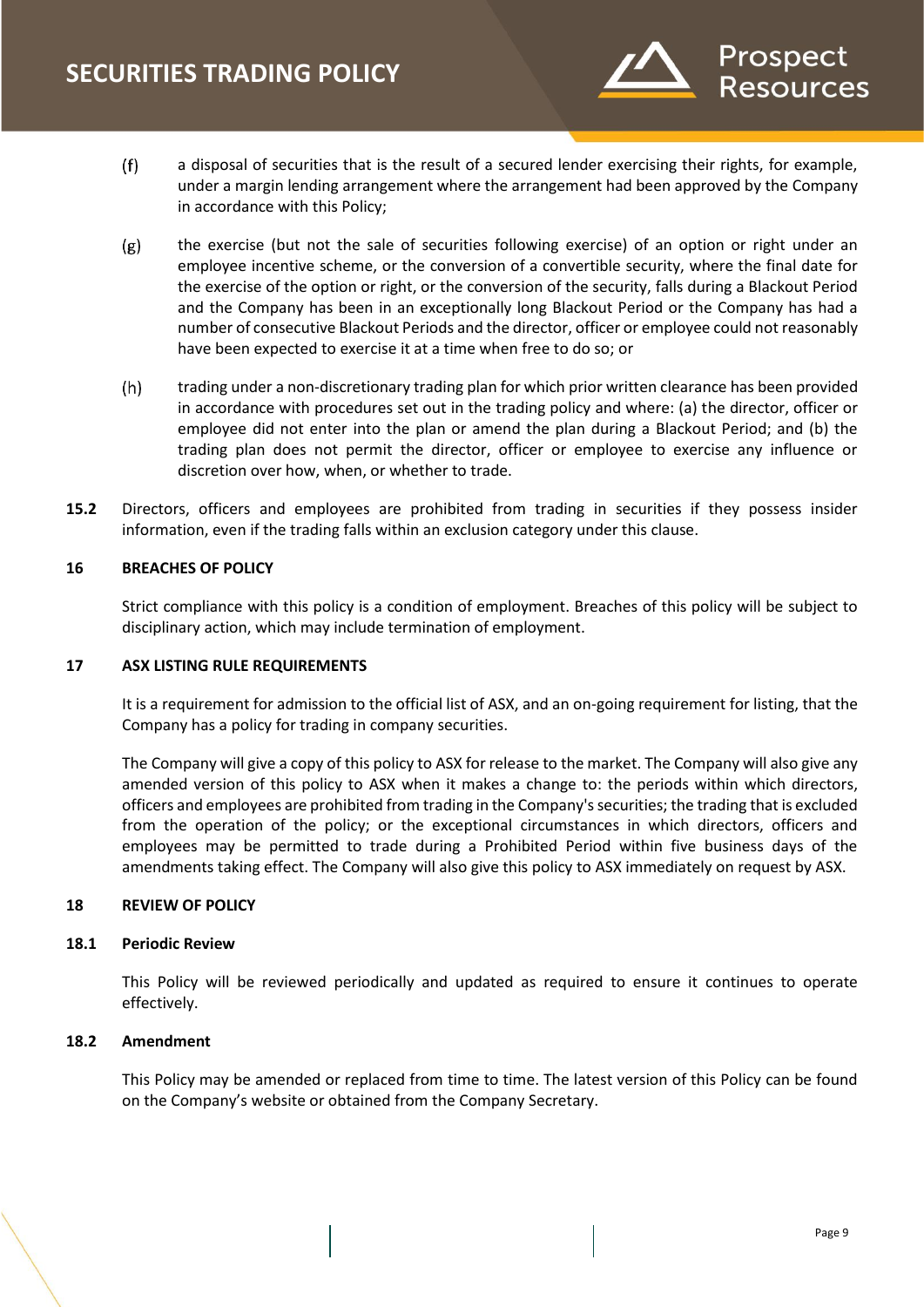(f) a disposal of securities that is the result of a secured lender exercising their rights, for example, under a margin lending arrangement where the arrangement had been approved by the Company in accordance with this Policy;

(g) the exercise (but not the sale of securities following exercise) of an option or right under an employee incentive scheme, or the conversion of a convertible security, where the final date for the exercise of the option or right, or the conversion of the security, falls during a Blackout Period and the Company has been in an exceptionally long Blackout Period or the Company has had a number of consecutive Blackout Periods and the director, officer or employee could not reasonably have been expected to exercise it at a time when free to do so; or

(h) trading under a non-discretionary trading plan for which prior written clearance has been provided in accordance with procedures set out in the trading policy and where: (a) the director, officer or employee did not enter into the plan or amend the plan during a Blackout Period; and (b) the trading plan does not permit the director, officer or employee to exercise any influence or discretion over how, when, or whether to trade.

**15.2** Directors, officers and employees are prohibited from trading in securities if they possess insider information, even if the trading falls within an exclusion category under this clause.

## 16 BREACHES OF POLICY

Strict compliance with this policy is a condition of employment. Breaches of this policy will be subject to disciplinary action, which may include termination of employment.

## 17 ASX LISTING RULE REQUIREMENTS

It is a requirement for admission to the official list of ASX, and an on-going requirement for listing, that the Company has a policy for trading in company securities.

The Company will give a copy of this policy to ASX for release to the market. The Company will also give any amended version of this policy to ASX when it makes a change to: the periods within which directors, officers and employees are prohibited from trading in the Company's securities; the trading that is excluded from the operation of the policy; or the exceptional circumstances in which directors, officers and employees may be permitted to trade during a Prohibited Period within five business days of the amendments taking effect. The Company will also give this policy to ASX immediately on request by ASX.

## 18 REVIEW OF POLICY

### 18.1 Periodic Review

This Policy will be reviewed periodically and updated as required to ensure it continues to operate effectively.

### 18.2 Amendment

This Policy may be amended or replaced from time to time. The latest version of this Policy can be found on the Company's website or obtained from the Company Secretary.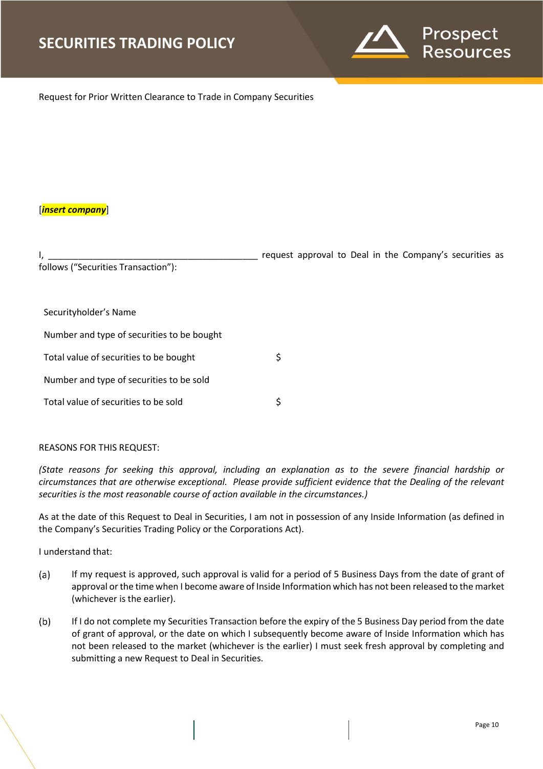Request for Prior Written Clearance to Trade in Company Securities

[*insert company*]

I, _____________________________________________ request approval to Deal in the Company's securities as follows ("Securities Transaction"):

| | |
|---|---|
| Securityholder's Name | |
| Number and type of securities to be bought | |
| Total value of securities to be bought | $ |
| Number and type of securities to be sold | |
| Total value of securities to be sold | $ |

REASONS FOR THIS REQUEST:

*(State reasons for seeking this approval, including an explanation as to the severe financial hardship or circumstances that are otherwise exceptional. Please provide sufficient evidence that the Dealing of the relevant securities is the most reasonable course of action available in the circumstances.)*

As at the date of this Request to Deal in Securities, I am not in possession of any Inside Information (as defined in the Company's Securities Trading Policy or the Corporations Act).

I understand that:

(a) If my request is approved, such approval is valid for a period of 5 Business Days from the date of grant of approval or the time when I become aware of Inside Information which has not been released to the market (whichever is the earlier).

(b) If I do not complete my Securities Transaction before the expiry of the 5 Business Day period from the date of grant of approval, or the date on which I subsequently become aware of Inside Information which has not been released to the market (whichever is the earlier) I must seek fresh approval by completing and submitting a new Request to Deal in Securities.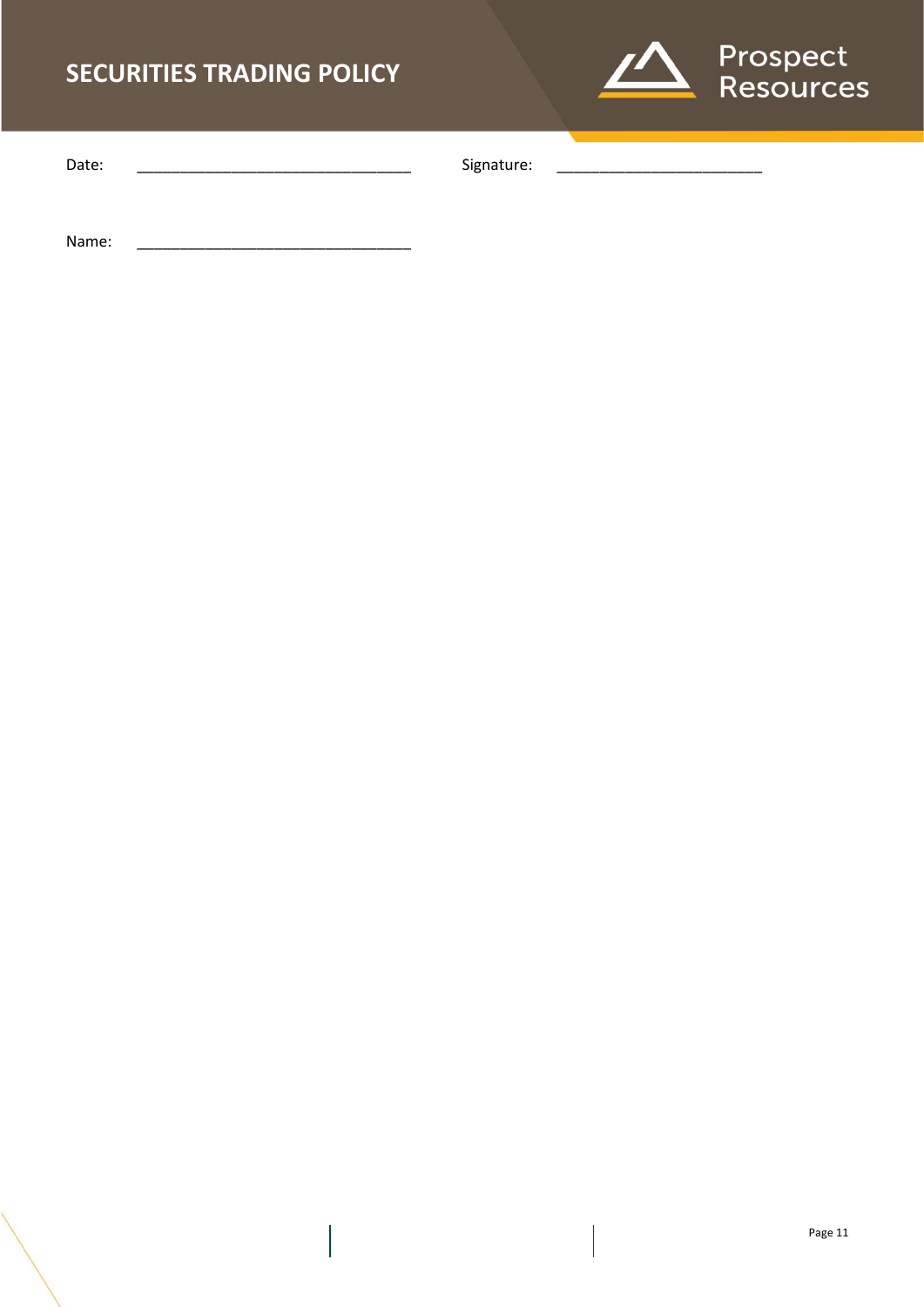Date: \_\_\_\_\_\_\_\_\_\_\_\_\_\_\_\_\_\_\_\_\_\_\_\_\_\_\_\_\_\_\_\_ Signature: \_\_\_\_\_\_\_\_\_\_\_\_\_\_\_\_\_\_\_\_\_\_\_\_

Name: \_\_\_\_\_\_\_\_\_\_\_\_\_\_\_\_\_\_\_\_\_\_\_\_\_\_\_\_\_\_\_\_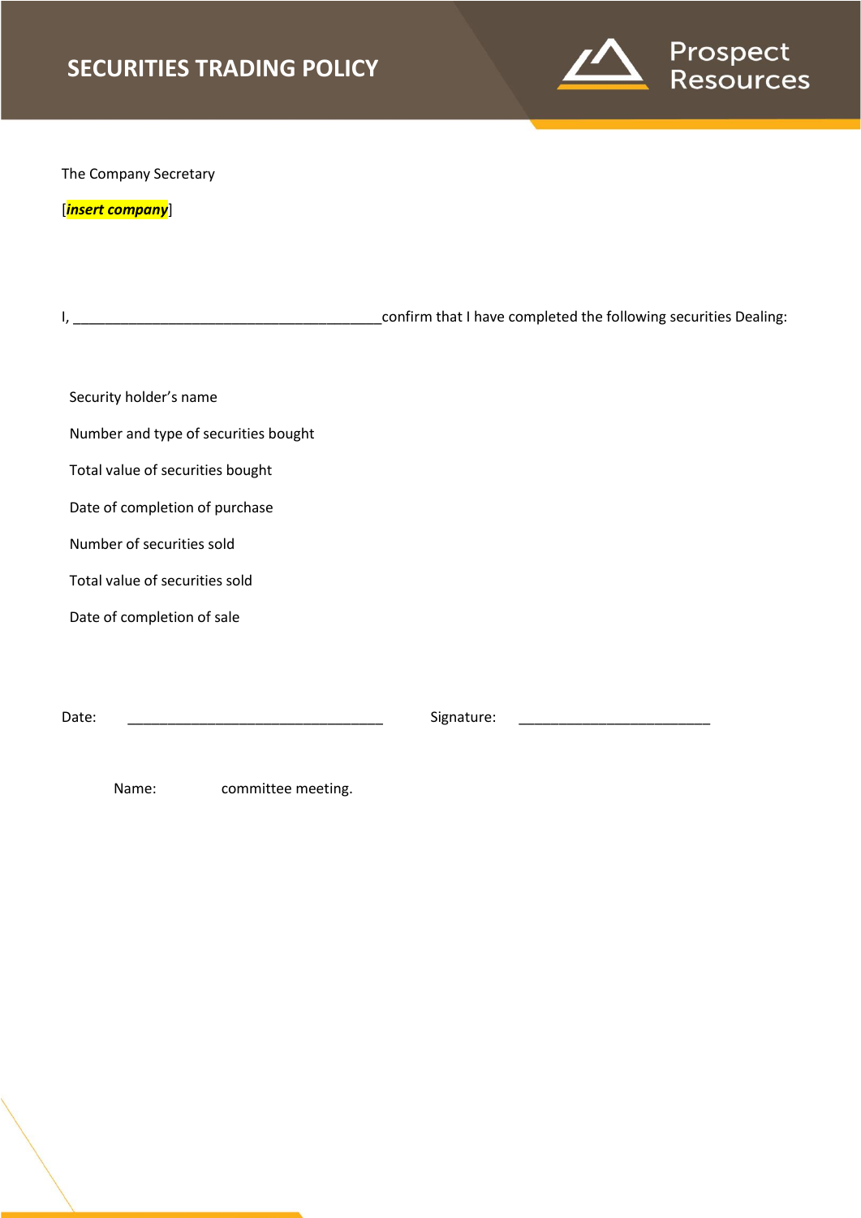The Company Secretary

[*insert company*]

I, \_\_\_\_\_\_\_\_\_\_\_\_\_\_\_\_\_\_\_\_\_\_\_\_\_\_\_\_\_\_\_\_\_\_\_\_\_\_\_\_confirm that I have completed the following securities Dealing:

Security holder's name

Number and type of securities bought

Total value of securities bought

Date of completion of purchase

Number of securities sold

Total value of securities sold

Date of completion of sale

Date: \_\_\_\_\_\_\_\_\_\_\_\_\_\_\_\_\_\_\_\_\_\_\_\_\_\_\_\_\_\_\_\_\_\_\_ Signature: \_\_\_\_\_\_\_\_\_\_\_\_\_\_\_\_\_\_\_\_\_\_\_\_\_\_\_

Name: committee meeting.